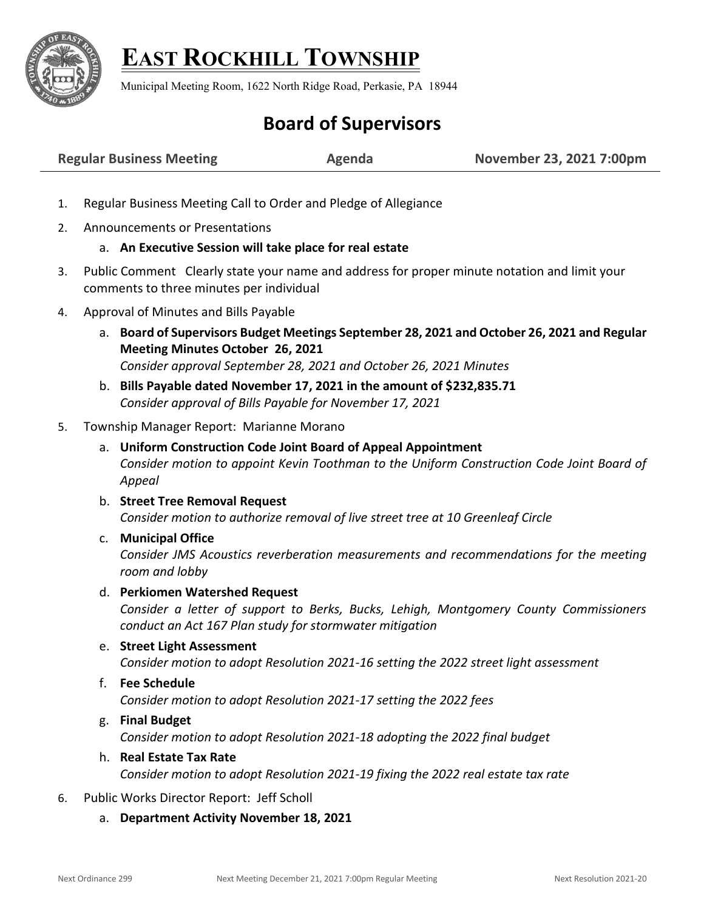# EAST ROCKHILL TOWNSHIP

Municipal Meeting Room, 1622 North Ridge Road, Perkasie, PA 18944

## Board of Supervisors

**Regular Business Meeting** **Agenda** **November 23, 2021 7:00pm**

1. Regular Business Meeting Call to Order and Pledge of Allegiance
2. Announcements or Presentations
   a. **An Executive Session will take place for real estate**
3. Public Comment Clearly state your name and address for proper minute notation and limit your comments to three minutes per individual
4. Approval of Minutes and Bills Payable
   a. **Board of Supervisors Budget Meetings September 28, 2021 and October 26, 2021 and Regular Meeting Minutes October 26, 2021**
      *Consider approval September 28, 2021 and October 26, 2021 Minutes*
   b. **Bills Payable dated November 17, 2021 in the amount of $232,835.71**
      *Consider approval of Bills Payable for November 17, 2021*
5. Township Manager Report: Marianne Morano
   a. **Uniform Construction Code Joint Board of Appeal Appointment**
      *Consider motion to appoint Kevin Toothman to the Uniform Construction Code Joint Board of Appeal*
   b. **Street Tree Removal Request**
      *Consider motion to authorize removal of live street tree at 10 Greenleaf Circle*
   c. **Municipal Office**
      *Consider JMS Acoustics reverberation measurements and recommendations for the meeting room and lobby*
   d. **Perkiomen Watershed Request**
      *Consider a letter of support to Berks, Bucks, Lehigh, Montgomery County Commissioners conduct an Act 167 Plan study for stormwater mitigation*
   e. **Street Light Assessment**
      *Consider motion to adopt Resolution 2021-16 setting the 2022 street light assessment*
   f. **Fee Schedule**
      *Consider motion to adopt Resolution 2021-17 setting the 2022 fees*
   g. **Final Budget**
      *Consider motion to adopt Resolution 2021-18 adopting the 2022 final budget*
   h. **Real Estate Tax Rate**
      *Consider motion to adopt Resolution 2021-19 fixing the 2022 real estate tax rate*
6. Public Works Director Report: Jeff Scholl
   a. **Department Activity November 18, 2021**

Next Ordinance 299 Next Meeting December 21, 2021 7:00pm Regular Meeting Next Resolution 2021-20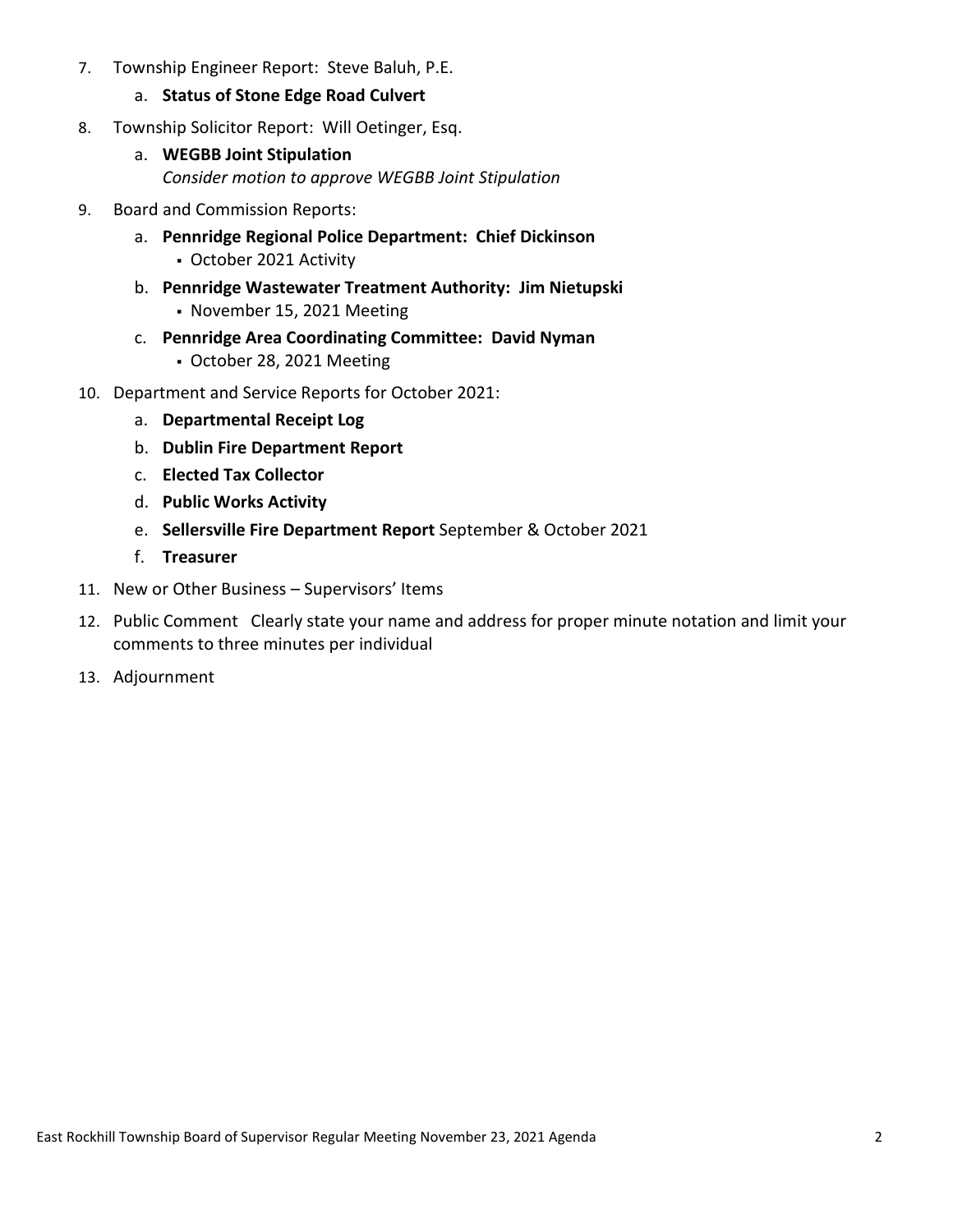7. Township Engineer Report: Steve Baluh, P.E.
   a. **Status of Stone Edge Road Culvert**
8. Township Solicitor Report: Will Oetinger, Esq.
   a. **WEGBB Joint Stipulation**
      *Consider motion to approve WEGBB Joint Stipulation*
9. Board and Commission Reports:
   a. **Pennridge Regional Police Department: Chief Dickinson**
      - October 2021 Activity
   b. **Pennridge Wastewater Treatment Authority: Jim Nietupski**
      - November 15, 2021 Meeting
   c. **Pennridge Area Coordinating Committee: David Nyman**
      - October 28, 2021 Meeting
10. Department and Service Reports for October 2021:
    a. **Departmental Receipt Log**
    b. **Dublin Fire Department Report**
    c. **Elected Tax Collector**
    d. **Public Works Activity**
    e. **Sellersville Fire Department Report** September & October 2021
    f. **Treasurer**
11. New or Other Business – Supervisors' Items
12. Public Comment Clearly state your name and address for proper minute notation and limit your comments to three minutes per individual
13. Adjournment